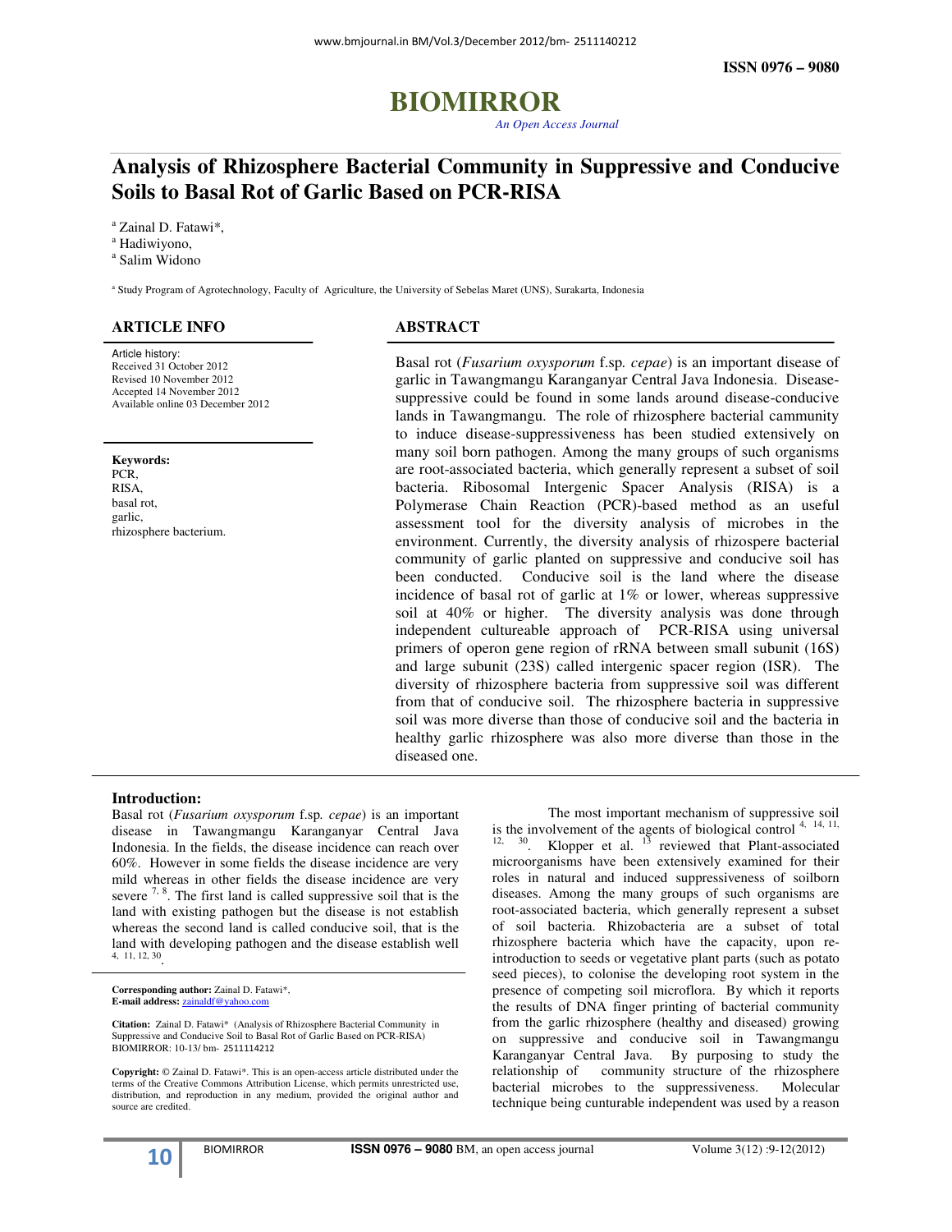**ISSN 0976 – 9080**

# BIOMIRROR

*An Open Access Journal*

# Analysis of Rhizosphere Bacterial Community in Suppressive and Conducive Soils to Basal Rot of Garlic Based on PCR-RISA

[a] Zainal D. Fatawi*,
[a] Hadiwiyono,
[a] Salim Widono

[a] Study Program of Agrotechnology, Faculty of Agriculture, the University of Sebelas Maret (UNS), Surakarta, Indonesia

## ARTICLE INFO

Article history:
Received 31 October 2012
Revised 10 November 2012
Accepted 14 November 2012
Available online 03 December 2012

**Keywords:**
PCR,
RISA,
basal rot,
garlic,
rhizosphere bacterium.

## ABSTRACT

Basal rot (*Fusarium oxysporum* f.sp. *cepae*) is an important disease of garlic in Tawangmangu Karanganyar Central Java Indonesia. Disease-suppressive could be found in some lands around disease-conducive lands in Tawangmangu. The role of rhizosphere bacterial cammunity to induce disease-suppressiveness has been studied extensively on many soil born pathogen. Among the many groups of such organisms are root-associated bacteria, which generally represent a subset of soil bacteria. Ribosomal Intergenic Spacer Analysis (RISA) is a Polymerase Chain Reaction (PCR)-based method as an useful assessment tool for the diversity analysis of microbes in the environment. Currently, the diversity analysis of rhizospere bacterial community of garlic planted on suppressive and conducive soil has been conducted. Conducive soil is the land where the disease incidence of basal rot of garlic at 1% or lower, whereas suppressive soil at 40% or higher. The diversity analysis was done through independent cultureable approach of PCR-RISA using universal primers of operon gene region of rRNA between small subunit (16S) and large subunit (23S) called intergenic spacer region (ISR). The diversity of rhizosphere bacteria from suppressive soil was different from that of conducive soil. The rhizosphere bacteria in suppressive soil was more diverse than those of conducive soil and the bacteria in healthy garlic rhizosphere was also more diverse than those in the diseased one.

## Introduction:

Basal rot (*Fusarium oxysporum* f.sp. *cepae*) is an important disease in Tawangmangu Karanganyar Central Java Indonesia. In the fields, the disease incidence can reach over 60%. However in some fields the disease incidence are very mild whereas in other fields the disease incidence are very severe [7, 8]. The first land is called suppressive soil that is the land with existing pathogen but the disease is not establish whereas the second land is called conducive soil, that is the land with developing pathogen and the disease establish well [4, 11, 12, 30].

The most important mechanism of suppressive soil is the involvement of the agents of biological control [4, 14, 11, 12, 30]. Klopper et al. [13] reviewed that Plant-associated microorganisms have been extensively examined for their roles in natural and induced suppressiveness of soilborn diseases. Among the many groups of such organisms are root-associated bacteria, which generally represent a subset of soil bacteria. Rhizobacteria are a subset of total rhizosphere bacteria which have the capacity, upon re-introduction to seeds or vegetative plant parts (such as potato seed pieces), to colonise the developing root system in the presence of competing soil microflora. By which it reports the results of DNA finger printing of bacterial community from the garlic rhizosphere (healthy and diseased) growing on suppressive and conducive soil in Tawangmangu Karanganyar Central Java. By purposing to study the relationship of community structure of the rhizosphere bacterial microbes to the suppressiveness. Molecular technique being cunturable independent was used by a reason

**Corresponding author:** Zainal D. Fatawi*,
**E-mail address:** zainaldf@yahoo.com

**Citation:** Zainal D. Fatawi* (Analysis of Rhizosphere Bacterial Community in Suppressive and Conducive Soil to Basal Rot of Garlic Based on PCR-RISA) BIOMIRROR: 10-13/ bm- 2511114212

**Copyright:** © Zainal D. Fatawi*. This is an open-access article distributed under the terms of the Creative Commons Attribution License, which permits unrestricted use, distribution, and reproduction in any medium, provided the original author and source are credited.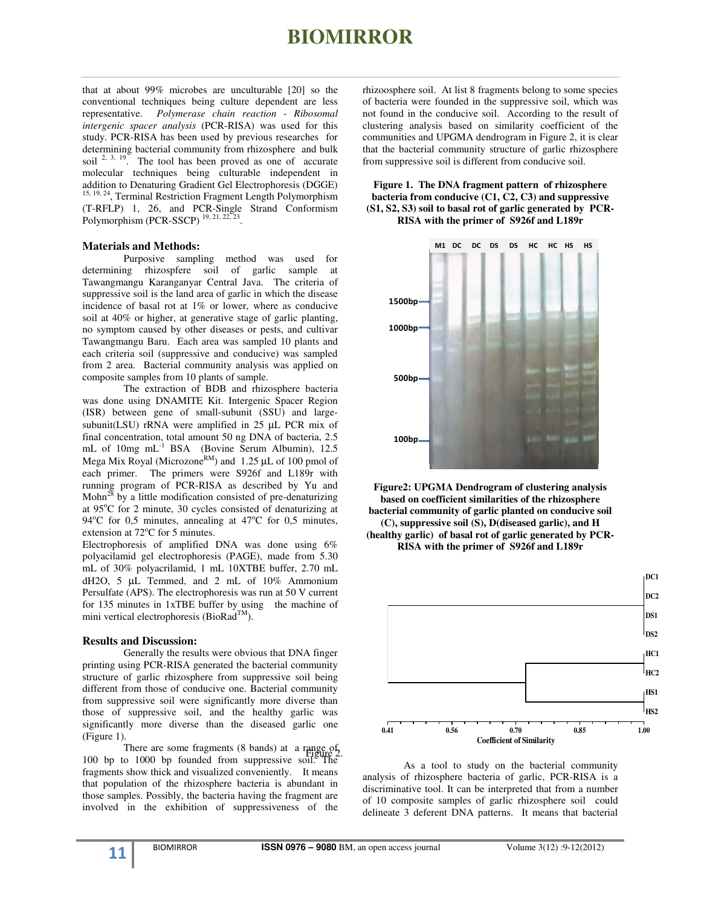that at about 99% microbes are unculturable [20] so the conventional techniques being culture dependent are less representative. *Polymerase chain reaction - Ribosomal intergenic spacer analysis* (PCR-RISA) was used for this study. PCR-RISA has been used by previous researches for determining bacterial community from rhizosphere and bulk soil [2, 3, 19]. The tool has been proved as one of accurate molecular techniques being culturable independent in addition to Denaturing Gradient Gel Electrophoresis (DGGE) [15, 19, 24], Terminal Restriction Fragment Length Polymorphism (T-RFLP) 1, 26, and PCR-Single Strand Conformism Polymorphism (PCR-SSCP) [19, 21, 22, 23].

## Materials and Methods:

Purposive sampling method was used for determining rhizospfere soil of garlic sample at Tawangmangu Karanganyar Central Java. The criteria of suppressive soil is the land area of garlic in which the disease incidence of basal rot at 1% or lower, where as conducive soil at 40% or higher, at generative stage of garlic planting, no symptom caused by other diseases or pests, and cultivar Tawangmangu Baru. Each area was sampled 10 plants and each criteria soil (suppressive and conducive) was sampled from 2 area. Bacterial community analysis was applied on composite samples from 10 plants of sample.

The extraction of BDB and rhizosphere bacteria was done using DNAMITE Kit. Intergenic Spacer Region (ISR) between gene of small-subunit (SSU) and large-subunit(LSU) rRNA were amplified in 25 µL PCR mix of final concentration, total amount 50 ng DNA of bacteria, 2.5 mL of 10mg $mL^{-1}$ BSA (Bovine Serum Albumin), 12.5 Mega Mix Royal (Microzone[RM]) and 1.25 µL of 100 pmol of each primer. The primers were S926f and L189r with running program of PCR-RISA as described by Yu and Mohn[28] by a little modification consisted of pre-denaturizing at 95°C for 2 minute, 30 cycles consisted of denaturizing at 94°C for 0,5 minutes, annealing at 47°C for 0,5 minutes, extension at 72°C for 5 minutes.

Electrophoresis of amplified DNA was done using 6% polyacilamid gel electrophoresis (PAGE), made from 5.30 mL of 30% polyacrilamid, 1 mL 10XTBE buffer, 2.70 mL dH2O, 5 µL Temmed, and 2 mL of 10% Ammonium Persulfate (APS). The electrophoresis was run at 50 V current for 135 minutes in 1xTBE buffer by using the machine of mini vertical electrophoresis (BioRad[TM]).

## Results and Discussion:

Generally the results were obvious that DNA finger printing using PCR-RISA generated the bacterial community structure of garlic rhizosphere from suppressive soil being different from those of conducive one. Bacterial community from suppressive soil were significantly more diverse than those of suppressive soil, and the healthy garlic was significantly more diverse than the diseased garlic one (Figure 1).

There are some fragments (8 bands) at a range of 100 bp to 1000 bp founded from suppressive soil. The fragments show thick and visualized conveniently. It means that population of the rhizosphere bacteria is abundant in those samples. Possibly, the bacteria having the fragment are involved in the exhibition of suppressiveness of the rhizoosphere soil. At list 8 fragments belong to some species of bacteria were founded in the suppressive soil, which was not found in the conducive soil. According to the result of clustering analysis based on similarity coefficient of the communities and UPGMA dendrogram in Figure 2, it is clear that the bacterial community structure of garlic rhizosphere from suppressive soil is different from conducive soil.

**Figure 1. The DNA fragment pattern of rhizosphere bacteria from conducive (C1, C2, C3) and suppressive (S1, S2, S3) soil to basal rot of garlic generated by PCR-RISA with the primer of S926f and L189r**

**Figure2: UPGMA Dendrogram of clustering analysis based on coefficient similarities of the rhizosphere bacterial community of garlic planted on conducive soil (C), suppressive soil (S), D(diseased garlic), and H (healthy garlic) of basal rot of garlic generated by PCR-RISA with the primer of S926f and L189r**

As a tool to study on the bacterial community analysis of rhizosphere bacteria of garlic, PCR-RISA is a discriminative tool. It can be interpreted that from a number of 10 composite samples of garlic rhizosphere soil could delineate 3 deferent DNA patterns. It means that bacterial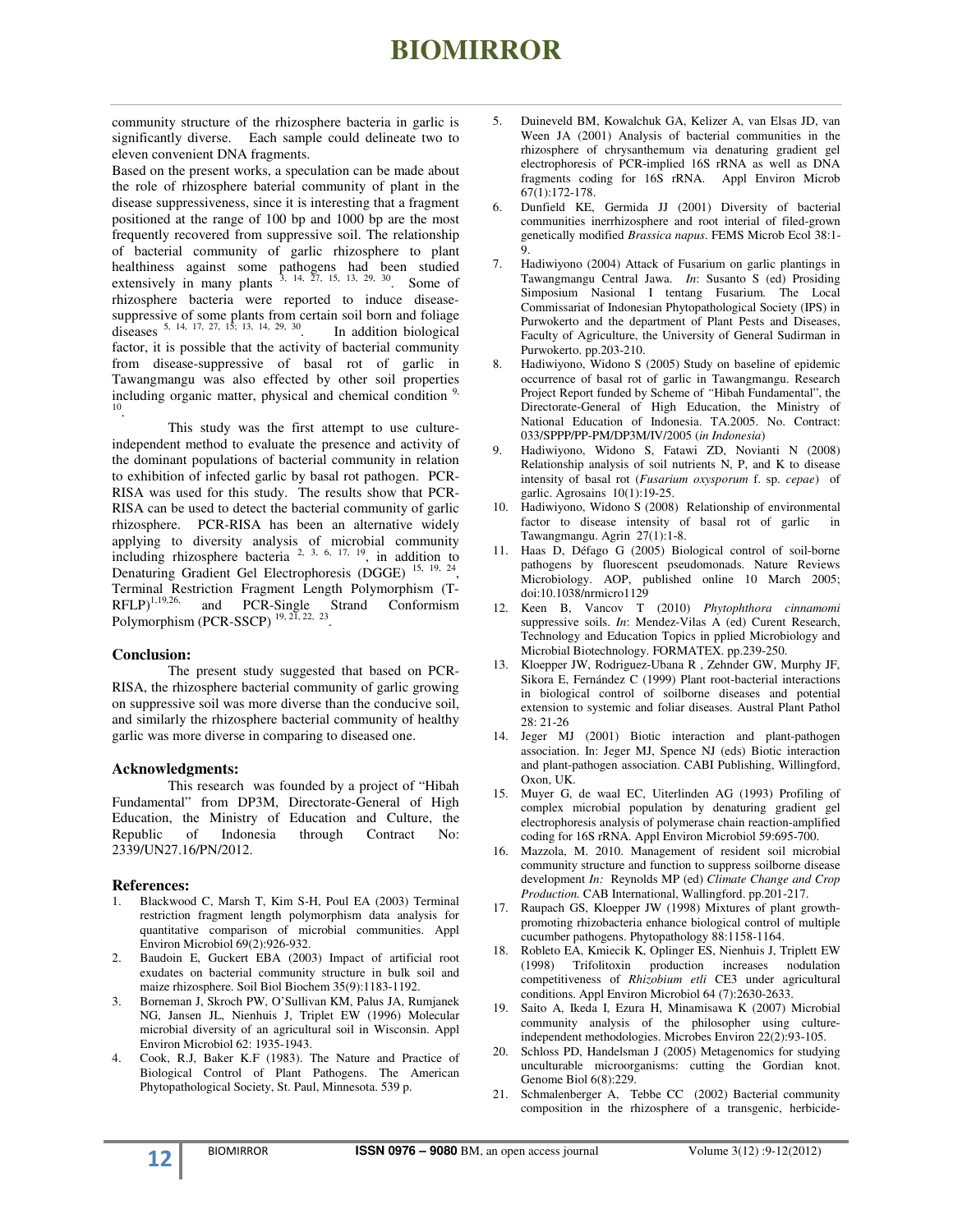community structure of the rhizosphere bacteria in garlic is significantly diverse. Each sample could delineate two to eleven convenient DNA fragments.

Based on the present works, a speculation can be made about the role of rhizosphere baterial community of plant in the disease suppressiveness, since it is interesting that a fragment positioned at the range of 100 bp and 1000 bp are the most frequently recovered from suppressive soil. The relationship of bacterial community of garlic rhizosphere to plant healthiness against some pathogens had been studied extensively in many plants [3, 14, 27, 15, 13, 29, 30]. Some of rhizosphere bacteria were reported to induce disease-suppressive of some plants from certain soil born and foliage diseases [5, 14, 17, 27, 15; 13, 14, 29, 30]. In addition biological factor, it is possible that the activity of bacterial community from disease-suppressive of basal rot of garlic in Tawangmangu was also effected by other soil properties including organic matter, physical and chemical condition [9, 10].

This study was the first attempt to use culture-independent method to evaluate the presence and activity of the dominant populations of bacterial community in relation to exhibition of infected garlic by basal rot pathogen. PCR-RISA was used for this study. The results show that PCR-RISA can be used to detect the bacterial community of garlic rhizosphere. PCR-RISA has been an alternative widely applying to diversity analysis of microbial community including rhizosphere bacteria [2, 3, 6, 17, 19], in addition to Denaturing Gradient Gel Electrophoresis (DGGE) [15, 19, 24], Terminal Restriction Fragment Length Polymorphism (T-RFLP)[1,19,26,] and PCR-Single Strand Conformism Polymorphism (PCR-SSCP) [19, 21, 22, 23].

## Conclusion:

The present study suggested that based on PCR-RISA, the rhizosphere bacterial community of garlic growing on suppressive soil was more diverse than the conducive soil, and similarly the rhizosphere bacterial community of healthy garlic was more diverse in comparing to diseased one.

## Acknowledgments:

This research was founded by a project of "Hibah Fundamental" from DP3M, Directorate-General of High Education, the Ministry of Education and Culture, the Republic of Indonesia through Contract No: 2339/UN27.16/PN/2012.

## References:

1. Blackwood C, Marsh T, Kim S-H, Poul EA (2003) Terminal restriction fragment length polymorphism data analysis for quantitative comparison of microbial communities. Appl Environ Microbiol 69(2):926-932.
2. Baudoin E, Guckert EBA (2003) Impact of artificial root exudates on bacterial community structure in bulk soil and maize rhizosphere. Soil Biol Biochem 35(9):1183-1192.
3. Borneman J, Skroch PW, O'Sullivan KM, Palus JA, Rumjanek NG, Jansen JL, Nienhuis J, Triplet EW (1996) Molecular microbial diversity of an agricultural soil in Wisconsin. Appl Environ Microbiol 62: 1935-1943.
4. Cook, R.J, Baker K.F (1983). The Nature and Practice of Biological Control of Plant Pathogens. The American Phytopathological Society, St. Paul, Minnesota. 539 p.
5. Duineveld BM, Kowalchuk GA, Kelizer A, van Elsas JD, van Ween JA (2001) Analysis of bacterial communities in the rhizosphere of chrysanthemum via denaturing gradient gel electrophoresis of PCR-implied 16S rRNA as well as DNA fragments coding for 16S rRNA. Appl Environ Microb 67(1):172-178.
6. Dunfield KE, Germida JJ (2001) Diversity of bacterial communities inerrhizosphere and root interial of filed-grown genetically modified *Brassica napus*. FEMS Microb Ecol 38:1-9.
7. Hadiwiyono (2004) Attack of Fusarium on garlic plantings in Tawangmangu Central Jawa. *In*: Susanto S (ed) Prosiding Simposium Nasional I tentang Fusarium*.* The Local Commissariat of Indonesian Phytopathological Society (IPS) in Purwokerto and the department of Plant Pests and Diseases, Faculty of Agriculture, the University of General Sudirman in Purwokerto. pp.203-210.
8. Hadiwiyono, Widono S (2005) Study on baseline of epidemic occurrence of basal rot of garlic in Tawangmangu. Research Project Report funded by Scheme of "Hibah Fundamental", the Directorate-General of High Education, the Ministry of National Education of Indonesia. TA.2005. No. Contract: 033/SPPP/PP-PM/DP3M/IV/2005 (*in Indonesia*)
9. Hadiwiyono, Widono S, Fatawi ZD, Novianti N (2008) Relationship analysis of soil nutrients N, P, and K to disease intensity of basal rot (*Fusarium oxysporum* f. sp. *cepae*) of garlic. Agrosains 10(1):19-25.
10. Hadiwiyono, Widono S (2008) Relationship of environmental factor to disease intensity of basal rot of garlic in Tawangmangu. Agrin 27(1):1-8.
11. Haas D, Défago G (2005) Biological control of soil-borne pathogens by fluorescent pseudomonads. Nature Reviews Microbiology. AOP, published online 10 March 2005; doi:10.1038/nrmicro1129
12. Keen B, Vancov T (2010) *Phytophthora cinnamomi* suppressive soils. *In*: Mendez-Vilas A (ed) Curent Research, Technology and Education Topics in pplied Microbiology and Microbial Biotechnology. FORMATEX. pp.239-250.
13. Kloepper JW, Rodriguez-Ubana R , Zehnder GW, Murphy JF, Sikora E, Fernández C (1999) Plant root-bacterial interactions in biological control of soilborne diseases and potential extension to systemic and foliar diseases. Austral Plant Pathol 28: 21-26
14. Jeger MJ (2001) Biotic interaction and plant-pathogen association. In: Jeger MJ, Spence NJ (eds) Biotic interaction and plant-pathogen association. CABI Publishing, Willingford, Oxon, UK.
15. Muyer G, de waal EC, Uiterlinden AG (1993) Profiling of complex microbial population by denaturing gradient gel electrophoresis analysis of polymerase chain reaction-amplified coding for 16S rRNA. Appl Environ Microbiol 59:695-700.
16. Mazzola, M. 2010. Management of resident soil microbial community structure and function to suppress soilborne disease development *In:* Reynolds MP (ed) *Climate Change and Crop Production.* CAB International, Wallingford. pp.201-217.
17. Raupach GS, Kloepper JW (1998) Mixtures of plant growth-promoting rhizobacteria enhance biological control of multiple cucumber pathogens. Phytopathology 88:1158-1164.
18. Robleto EA, Kmiecik K, Oplinger ES, Nienhuis J, Triplett EW (1998) Trifolitoxin production increases nodulation competitiveness of *Rhizobium etli* CE3 under agricultural conditions. Appl Environ Microbiol 64 (7):2630-2633.
19. Saito A, Ikeda I, Ezura H, Minamisawa K (2007) Microbial community analysis of the philosopher using culture-independent methodologies. Microbes Environ 22(2):93-105.
20. Schloss PD, Handelsman J (2005) Metagenomics for studying unculturable microorganisms: cutting the Gordian knot. Genome Biol 6(8):229.
21. Schmalenberger A, Tebbe CC (2002) Bacterial community composition in the rhizosphere of a transgenic, herbicide-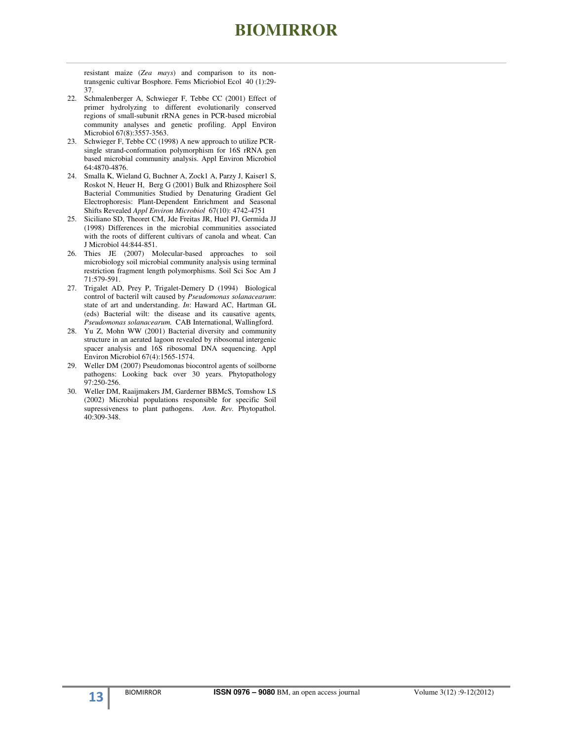resistant maize (*Zea mays*) and comparison to its non-transgenic cultivar Bosphore. Fems Micriobiol Ecol 40 (1):29-37.

22. Schmalenberger A, Schwieger F, Tebbe CC (2001) Effect of primer hydrolyzing to different evolutionarily conserved regions of small-subunit rRNA genes in PCR-based microbial community analyses and genetic profiling. Appl Environ Microbiol 67(8):3557-3563.
23. Schwieger F, Tebbe CC (1998) A new approach to utilize PCR-single strand-conformation polymorphism for 16S rRNA gen based microbial community analysis. Appl Environ Microbiol 64:4870-4876.
24. Smalla K, Wieland G, Buchner A, Zock1 A, Parzy J, Kaiser1 S, Roskot N, Heuer H, Berg G (2001) Bulk and Rhizosphere Soil Bacterial Communities Studied by Denaturing Gradient Gel Electrophoresis: Plant-Dependent Enrichment and Seasonal Shifts Revealed *Appl Environ Microbiol* 67(10): 4742-4751
25. Siciliano SD, Theoret CM, Jde Freitas JR, Huel PJ, Germida JJ (1998) Differences in the microbial communities associated with the roots of different cultivars of canola and wheat. Can J Microbiol 44:844-851.
26. Thies JE (2007) Molecular-based approaches to soil microbiology soil microbial community analysis using terminal restriction fragment length polymorphisms. Soil Sci Soc Am J 71:579-591.
27. Trigalet AD, Prey P, Trigalet-Demery D (1994) Biological control of bacteril wilt caused by *Pseudomonas solanacearum*: state of art and understanding. *In*: Haward AC, Hartman GL (eds) Bacterial wilt: the disease and its causative agents, *Pseudomonas solanacearum.* CAB International, Wallingford.
28. Yu Z, Mohn WW (2001) Bacterial diversity and community structure in an aerated lagoon revealed by ribosomal intergenic spacer analysis and 16S ribosomal DNA sequencing. Appl Environ Microbiol 67(4):1565-1574.
29. Weller DM (2007) Pseudomonas biocontrol agents of soilborne pathogens: Looking back over 30 years. Phytopathology 97:250-256.
30. Weller DM, Raaijmakers JM, Garderner BBMcS, Tomshow LS (2002) Microbial populations responsible for specific Soil supressiveness to plant pathogens. *Ann. Rev.* Phytopathol. 40:309-348.